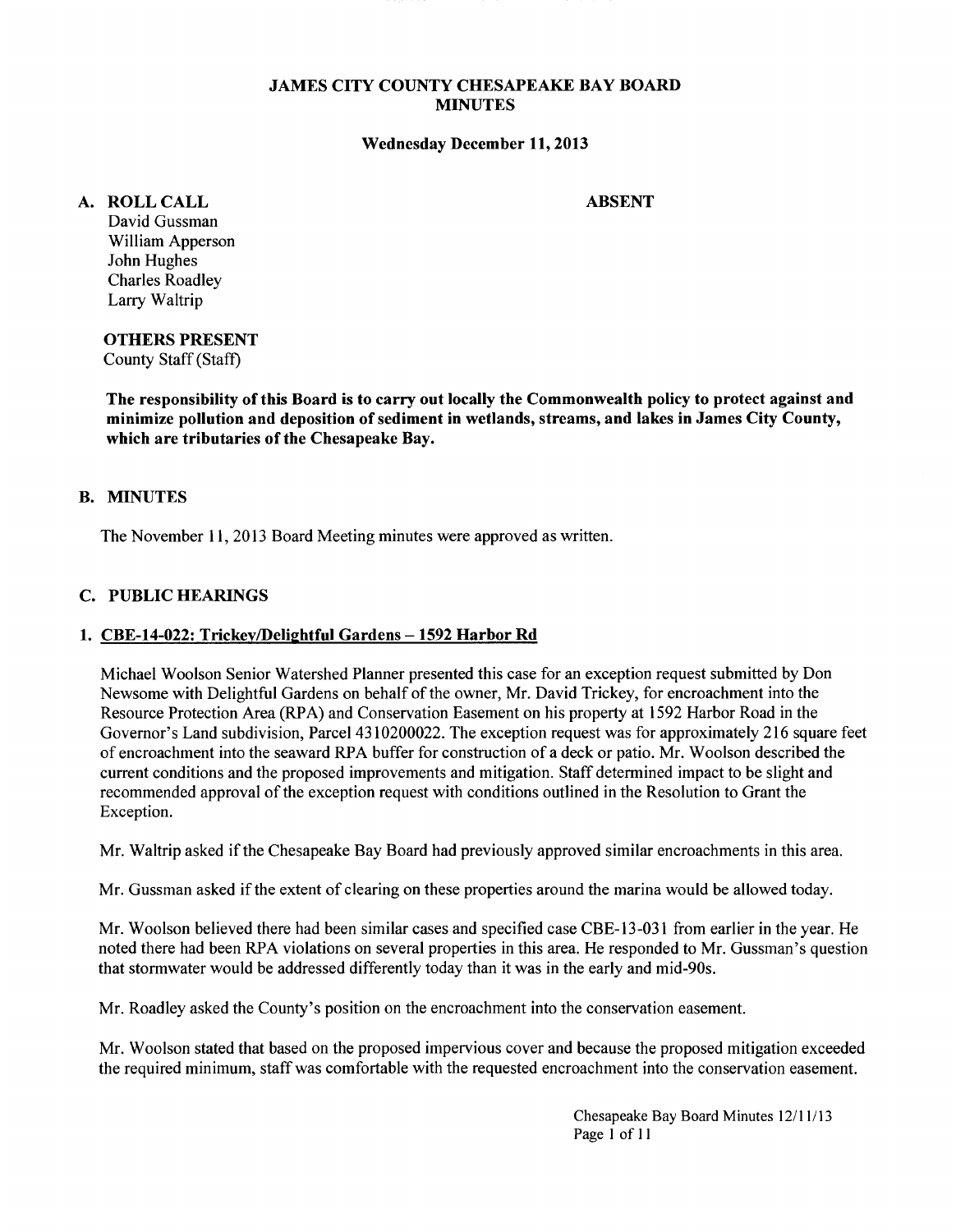# JAMES CITY COUNTY CHESAPEAKE BAY BOARD MINUTES

**Wednesday December 11, 2013**

## A. ROLL CALL

**ABSENT**

David Gussman
William Apperson
John Hughes
Charles Roadley
Larry Waltrip

**OTHERS PRESENT**
County Staff (Staff)

**The responsibility of this Board is to carry out locally the Commonwealth policy to protect against and minimize pollution and deposition of sediment in wetlands, streams, and lakes in James City County, which are tributaries of the Chesapeake Bay.**

## B. MINUTES

The November 11, 2013 Board Meeting minutes were approved as written.

## C. PUBLIC HEARINGS

### 1. CBE-14-022: Trickey/Delightful Gardens – 1592 Harbor Rd

Michael Woolson Senior Watershed Planner presented this case for an exception request submitted by Don Newsome with Delightful Gardens on behalf of the owner, Mr. David Trickey, for encroachment into the Resource Protection Area (RPA) and Conservation Easement on his property at 1592 Harbor Road in the Governor's Land subdivision, Parcel 4310200022. The exception request was for approximately 216 square feet of encroachment into the seaward RPA buffer for construction of a deck or patio. Mr. Woolson described the current conditions and the proposed improvements and mitigation. Staff determined impact to be slight and recommended approval of the exception request with conditions outlined in the Resolution to Grant the Exception.

Mr. Waltrip asked if the Chesapeake Bay Board had previously approved similar encroachments in this area.

Mr. Gussman asked if the extent of clearing on these properties around the marina would be allowed today.

Mr. Woolson believed there had been similar cases and specified case CBE-13-031 from earlier in the year. He noted there had been RPA violations on several properties in this area. He responded to Mr. Gussman's question that stormwater would be addressed differently today than it was in the early and mid-90s.

Mr. Roadley asked the County's position on the encroachment into the conservation easement.

Mr. Woolson stated that based on the proposed impervious cover and because the proposed mitigation exceeded the required minimum, staff was comfortable with the requested encroachment into the conservation easement.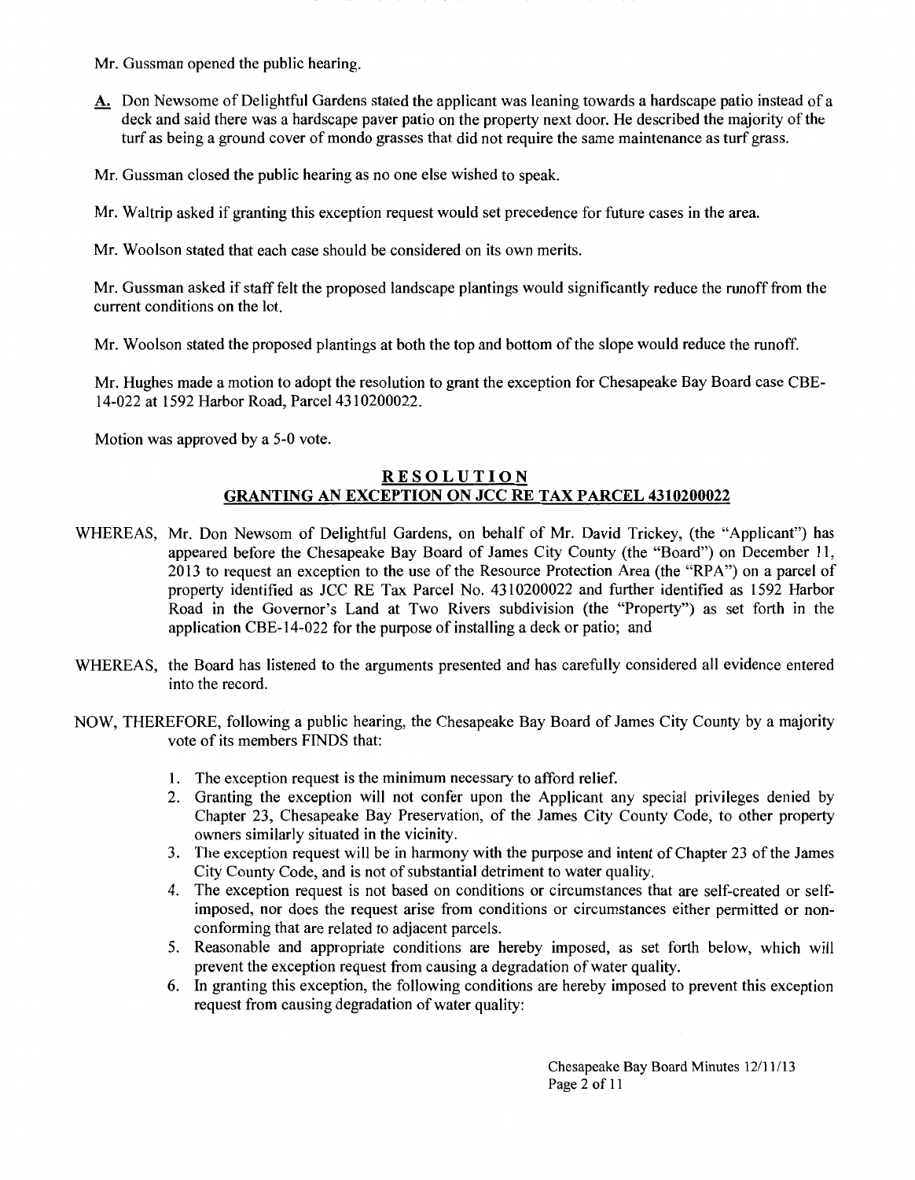Mr. Gussman opened the public hearing.

**A.** Don Newsome of Delightful Gardens stated the applicant was leaning towards a hardscape patio instead of a deck and said there was a hardscape paver patio on the property next door. He described the majority of the turf as being a ground cover of mondo grasses that did not require the same maintenance as turf grass.

Mr. Gussman closed the public hearing as no one else wished to speak.

Mr. Waltrip asked if granting this exception request would set precedence for future cases in the area.

Mr. Woolson stated that each case should be considered on its own merits.

Mr. Gussman asked if staff felt the proposed landscape plantings would significantly reduce the runoff from the current conditions on the lot.

Mr. Woolson stated the proposed plantings at both the top and bottom of the slope would reduce the runoff.

Mr. Hughes made a motion to adopt the resolution to grant the exception for Chesapeake Bay Board case CBE-14-022 at 1592 Harbor Road, Parcel 4310200022.

Motion was approved by a 5-0 vote.

## RESOLUTION

## GRANTING AN EXCEPTION ON JCC RE TAX PARCEL 4310200022

WHEREAS, Mr. Don Newsom of Delightful Gardens, on behalf of Mr. David Trickey, (the "Applicant") has appeared before the Chesapeake Bay Board of James City County (the "Board") on December 11, 2013 to request an exception to the use of the Resource Protection Area (the "RPA") on a parcel of property identified as JCC RE Tax Parcel No. 4310200022 and further identified as 1592 Harbor Road in the Governor's Land at Two Rivers subdivision (the "Property") as set forth in the application CBE-14-022 for the purpose of installing a deck or patio; and

WHEREAS, the Board has listened to the arguments presented and has carefully considered all evidence entered into the record.

NOW, THEREFORE, following a public hearing, the Chesapeake Bay Board of James City County by a majority vote of its members FINDS that:

1. The exception request is the minimum necessary to afford relief.
2. Granting the exception will not confer upon the Applicant any special privileges denied by Chapter 23, Chesapeake Bay Preservation, of the James City County Code, to other property owners similarly situated in the vicinity.
3. The exception request will be in harmony with the purpose and intent of Chapter 23 of the James City County Code, and is not of substantial detriment to water quality.
4. The exception request is not based on conditions or circumstances that are self-created or self-imposed, nor does the request arise from conditions or circumstances either permitted or non-conforming that are related to adjacent parcels.
5. Reasonable and appropriate conditions are hereby imposed, as set forth below, which will prevent the exception request from causing a degradation of water quality.
6. In granting this exception, the following conditions are hereby imposed to prevent this exception request from causing degradation of water quality: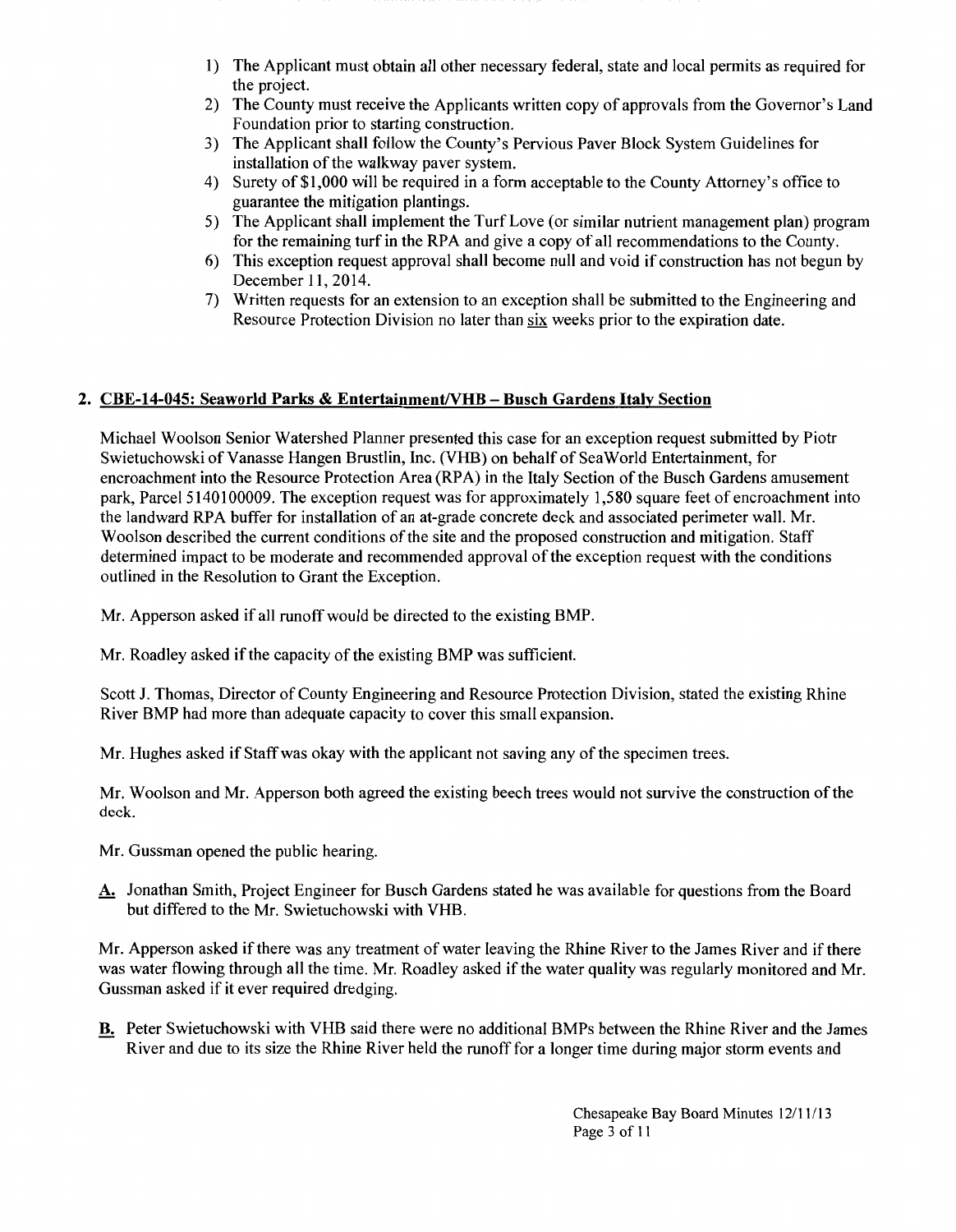1) The Applicant must obtain all other necessary federal, state and local permits as required for the project.
2) The County must receive the Applicants written copy of approvals from the Governor's Land Foundation prior to starting construction.
3) The Applicant shall follow the County's Pervious Paver Block System Guidelines for installation of the walkway paver system.
4) Surety of $1,000 will be required in a form acceptable to the County Attorney's office to guarantee the mitigation plantings.
5) The Applicant shall implement the Turf Love (or similar nutrient management plan) program for the remaining turf in the RPA and give a copy of all recommendations to the County.
6) This exception request approval shall become null and void if construction has not begun by December 11, 2014.
7) Written requests for an extension to an exception shall be submitted to the Engineering and Resource Protection Division no later than <u>six</u> weeks prior to the expiration date.

## 2. <u>CBE-14-045: Seaworld Parks & Entertainment/VHB – Busch Gardens Italy Section</u>

Michael Woolson Senior Watershed Planner presented this case for an exception request submitted by Piotr Swietuchowski of Vanasse Hangen Brustlin, Inc. (VHB) on behalf of SeaWorld Entertainment, for encroachment into the Resource Protection Area (RPA) in the Italy Section of the Busch Gardens amusement park, Parcel 5140100009. The exception request was for approximately 1,580 square feet of encroachment into the landward RPA buffer for installation of an at-grade concrete deck and associated perimeter wall. Mr. Woolson described the current conditions of the site and the proposed construction and mitigation. Staff determined impact to be moderate and recommended approval of the exception request with the conditions outlined in the Resolution to Grant the Exception.

Mr. Apperson asked if all runoff would be directed to the existing BMP.

Mr. Roadley asked if the capacity of the existing BMP was sufficient.

Scott J. Thomas, Director of County Engineering and Resource Protection Division, stated the existing Rhine River BMP had more than adequate capacity to cover this small expansion.

Mr. Hughes asked if Staff was okay with the applicant not saving any of the specimen trees.

Mr. Woolson and Mr. Apperson both agreed the existing beech trees would not survive the construction of the deck.

Mr. Gussman opened the public hearing.

**<u>A.</u>** Jonathan Smith, Project Engineer for Busch Gardens stated he was available for questions from the Board but differed to the Mr. Swietuchowski with VHB.

Mr. Apperson asked if there was any treatment of water leaving the Rhine River to the James River and if there was water flowing through all the time. Mr. Roadley asked if the water quality was regularly monitored and Mr. Gussman asked if it ever required dredging.

**<u>B.</u>** Peter Swietuchowski with VHB said there were no additional BMPs between the Rhine River and the James River and due to its size the Rhine River held the runoff for a longer time during major storm events and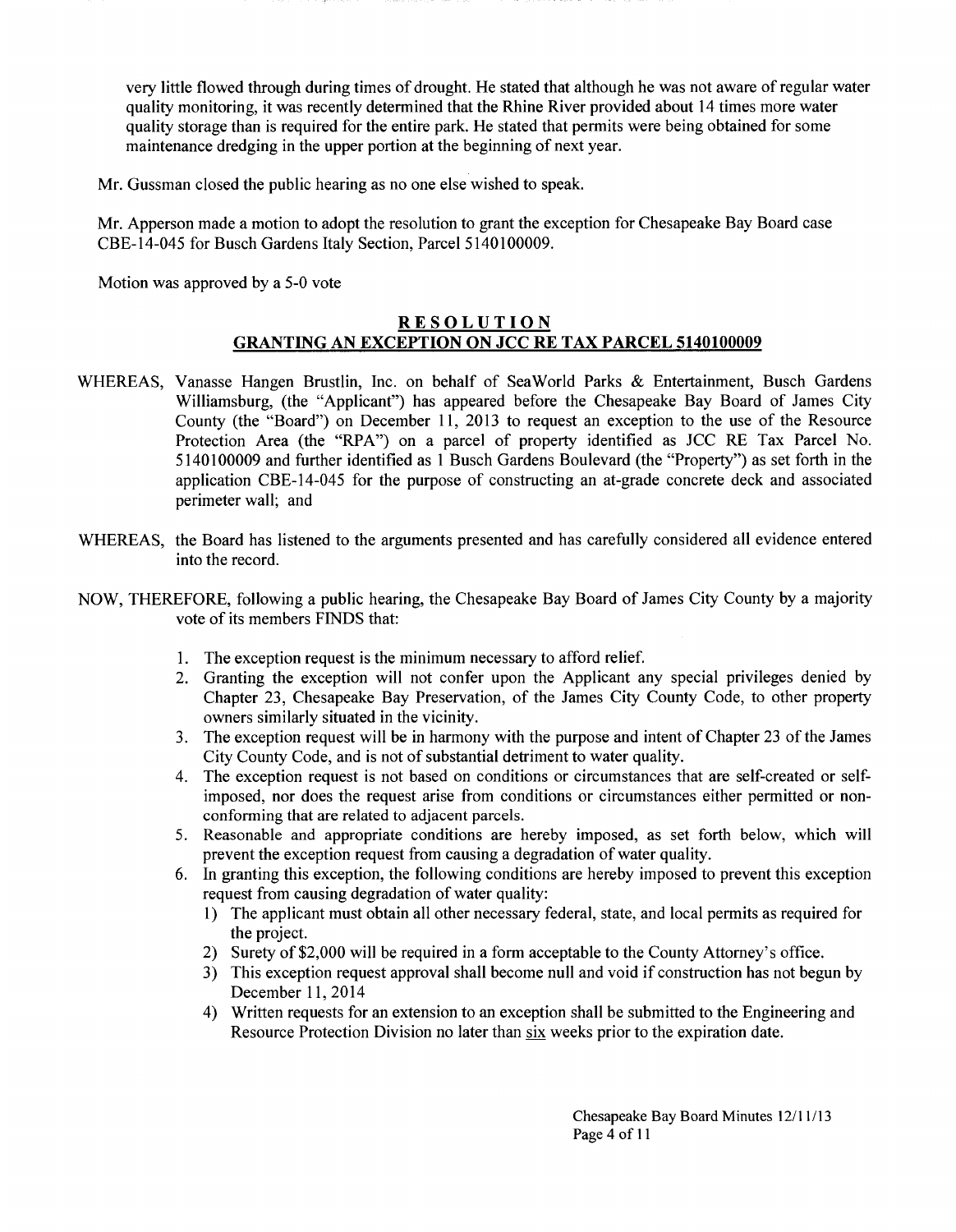very little flowed through during times of drought. He stated that although he was not aware of regular water quality monitoring, it was recently determined that the Rhine River provided about 14 times more water quality storage than is required for the entire park. He stated that permits were being obtained for some maintenance dredging in the upper portion at the beginning of next year.

Mr. Gussman closed the public hearing as no one else wished to speak.

Mr. Apperson made a motion to adopt the resolution to grant the exception for Chesapeake Bay Board case CBE-14-045 for Busch Gardens Italy Section, Parcel 5140100009.

Motion was approved by a 5-0 vote

## RESOLUTION
## GRANTING AN EXCEPTION ON JCC RE TAX PARCEL 5140100009

WHEREAS, Vanasse Hangen Brustlin, Inc. on behalf of SeaWorld Parks & Entertainment, Busch Gardens Williamsburg, (the "Applicant") has appeared before the Chesapeake Bay Board of James City County (the "Board") on December 11, 2013 to request an exception to the use of the Resource Protection Area (the "RPA") on a parcel of property identified as JCC RE Tax Parcel No. 5140100009 and further identified as 1 Busch Gardens Boulevard (the "Property") as set forth in the application CBE-14-045 for the purpose of constructing an at-grade concrete deck and associated perimeter wall; and

WHEREAS, the Board has listened to the arguments presented and has carefully considered all evidence entered into the record.

NOW, THEREFORE, following a public hearing, the Chesapeake Bay Board of James City County by a majority vote of its members FINDS that:

1. The exception request is the minimum necessary to afford relief.
2. Granting the exception will not confer upon the Applicant any special privileges denied by Chapter 23, Chesapeake Bay Preservation, of the James City County Code, to other property owners similarly situated in the vicinity.
3. The exception request will be in harmony with the purpose and intent of Chapter 23 of the James City County Code, and is not of substantial detriment to water quality.
4. The exception request is not based on conditions or circumstances that are self-created or self-imposed, nor does the request arise from conditions or circumstances either permitted or non-conforming that are related to adjacent parcels.
5. Reasonable and appropriate conditions are hereby imposed, as set forth below, which will prevent the exception request from causing a degradation of water quality.
6. In granting this exception, the following conditions are hereby imposed to prevent this exception request from causing degradation of water quality:
   1) The applicant must obtain all other necessary federal, state, and local permits as required for the project.
   2) Surety of $2,000 will be required in a form acceptable to the County Attorney's office.
   3) This exception request approval shall become null and void if construction has not begun by December 11, 2014
   4) Written requests for an extension to an exception shall be submitted to the Engineering and Resource Protection Division no later than six weeks prior to the expiration date.

Chesapeake Bay Board Minutes 12/11/13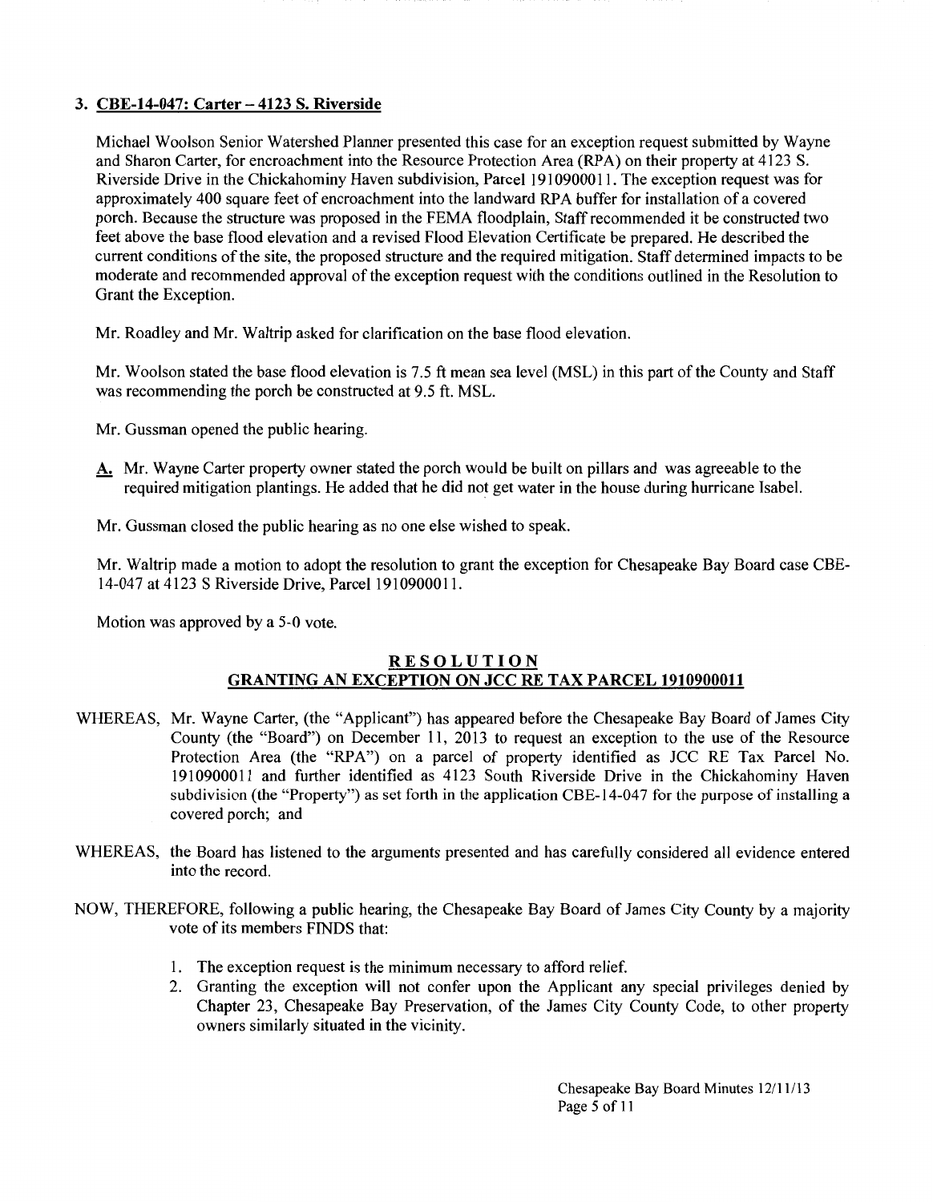**3. CBE-14-047: Carter – 4123 S. Riverside**

Michael Woolson Senior Watershed Planner presented this case for an exception request submitted by Wayne and Sharon Carter, for encroachment into the Resource Protection Area (RPA) on their property at 4123 S. Riverside Drive in the Chickahominy Haven subdivision, Parcel 1910900011. The exception request was for approximately 400 square feet of encroachment into the landward RPA buffer for installation of a covered porch. Because the structure was proposed in the FEMA floodplain, Staff recommended it be constructed two feet above the base flood elevation and a revised Flood Elevation Certificate be prepared. He described the current conditions of the site, the proposed structure and the required mitigation. Staff determined impacts to be moderate and recommended approval of the exception request with the conditions outlined in the Resolution to Grant the Exception.

Mr. Roadley and Mr. Waltrip asked for clarification on the base flood elevation.

Mr. Woolson stated the base flood elevation is 7.5 ft mean sea level (MSL) in this part of the County and Staff was recommending the porch be constructed at 9.5 ft. MSL.

Mr. Gussman opened the public hearing.

**A.** Mr. Wayne Carter property owner stated the porch would be built on pillars and was agreeable to the required mitigation plantings. He added that he did not get water in the house during hurricane Isabel.

Mr. Gussman closed the public hearing as no one else wished to speak.

Mr. Waltrip made a motion to adopt the resolution to grant the exception for Chesapeake Bay Board case CBE-14-047 at 4123 S Riverside Drive, Parcel 1910900011.

Motion was approved by a 5-0 vote.

## RESOLUTION
## GRANTING AN EXCEPTION ON JCC RE TAX PARCEL 1910900011

WHEREAS, Mr. Wayne Carter, (the "Applicant") has appeared before the Chesapeake Bay Board of James City County (the "Board") on December 11, 2013 to request an exception to the use of the Resource Protection Area (the "RPA") on a parcel of property identified as JCC RE Tax Parcel No. 1910900011 and further identified as 4123 South Riverside Drive in the Chickahominy Haven subdivision (the "Property") as set forth in the application CBE-14-047 for the purpose of installing a covered porch; and

WHEREAS, the Board has listened to the arguments presented and has carefully considered all evidence entered into the record.

NOW, THEREFORE, following a public hearing, the Chesapeake Bay Board of James City County by a majority vote of its members FINDS that:

1. The exception request is the minimum necessary to afford relief.
2. Granting the exception will not confer upon the Applicant any special privileges denied by Chapter 23, Chesapeake Bay Preservation, of the James City County Code, to other property owners similarly situated in the vicinity.

Chesapeake Bay Board Minutes 12/11/13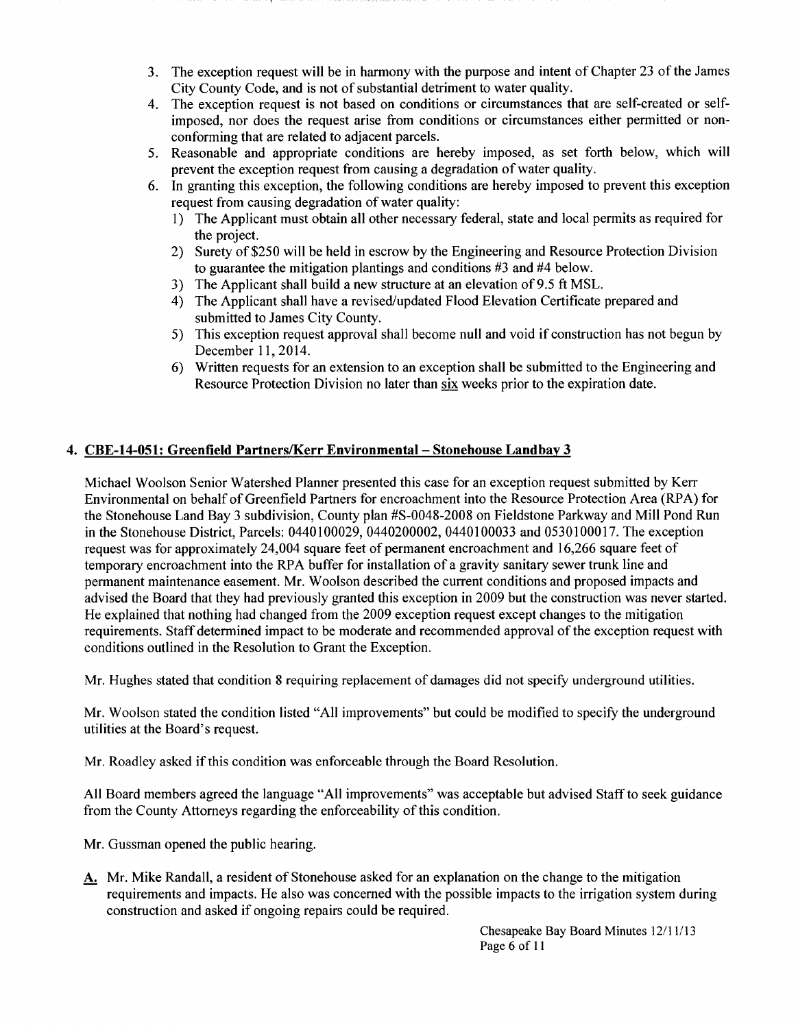3. The exception request will be in harmony with the purpose and intent of Chapter 23 of the James City County Code, and is not of substantial detriment to water quality.
4. The exception request is not based on conditions or circumstances that are self-created or self-imposed, nor does the request arise from conditions or circumstances either permitted or non-conforming that are related to adjacent parcels.
5. Reasonable and appropriate conditions are hereby imposed, as set forth below, which will prevent the exception request from causing a degradation of water quality.
6. In granting this exception, the following conditions are hereby imposed to prevent this exception request from causing degradation of water quality:
   1) The Applicant must obtain all other necessary federal, state and local permits as required for the project.
   2) Surety of $250 will be held in escrow by the Engineering and Resource Protection Division to guarantee the mitigation plantings and conditions #3 and #4 below.
   3) The Applicant shall build a new structure at an elevation of 9.5 ft MSL.
   4) The Applicant shall have a revised/updated Flood Elevation Certificate prepared and submitted to James City County.
   5) This exception request approval shall become null and void if construction has not begun by December 11, 2014.
   6) Written requests for an extension to an exception shall be submitted to the Engineering and Resource Protection Division no later than six weeks prior to the expiration date.

## 4. CBE-14-051: Greenfield Partners/Kerr Environmental – Stonehouse Landbay 3

Michael Woolson Senior Watershed Planner presented this case for an exception request submitted by Kerr Environmental on behalf of Greenfield Partners for encroachment into the Resource Protection Area (RPA) for the Stonehouse Land Bay 3 subdivision, County plan #S-0048-2008 on Fieldstone Parkway and Mill Pond Run in the Stonehouse District, Parcels: 0440100029, 0440200002, 0440100033 and 0530100017. The exception request was for approximately 24,004 square feet of permanent encroachment and 16,266 square feet of temporary encroachment into the RPA buffer for installation of a gravity sanitary sewer trunk line and permanent maintenance easement. Mr. Woolson described the current conditions and proposed impacts and advised the Board that they had previously granted this exception in 2009 but the construction was never started. He explained that nothing had changed from the 2009 exception request except changes to the mitigation requirements. Staff determined impact to be moderate and recommended approval of the exception request with conditions outlined in the Resolution to Grant the Exception.

Mr. Hughes stated that condition 8 requiring replacement of damages did not specify underground utilities.

Mr. Woolson stated the condition listed "All improvements" but could be modified to specify the underground utilities at the Board's request.

Mr. Roadley asked if this condition was enforceable through the Board Resolution.

All Board members agreed the language "All improvements" was acceptable but advised Staff to seek guidance from the County Attorneys regarding the enforceability of this condition.

Mr. Gussman opened the public hearing.

**A.** Mr. Mike Randall, a resident of Stonehouse asked for an explanation on the change to the mitigation requirements and impacts. He also was concerned with the possible impacts to the irrigation system during construction and asked if ongoing repairs could be required.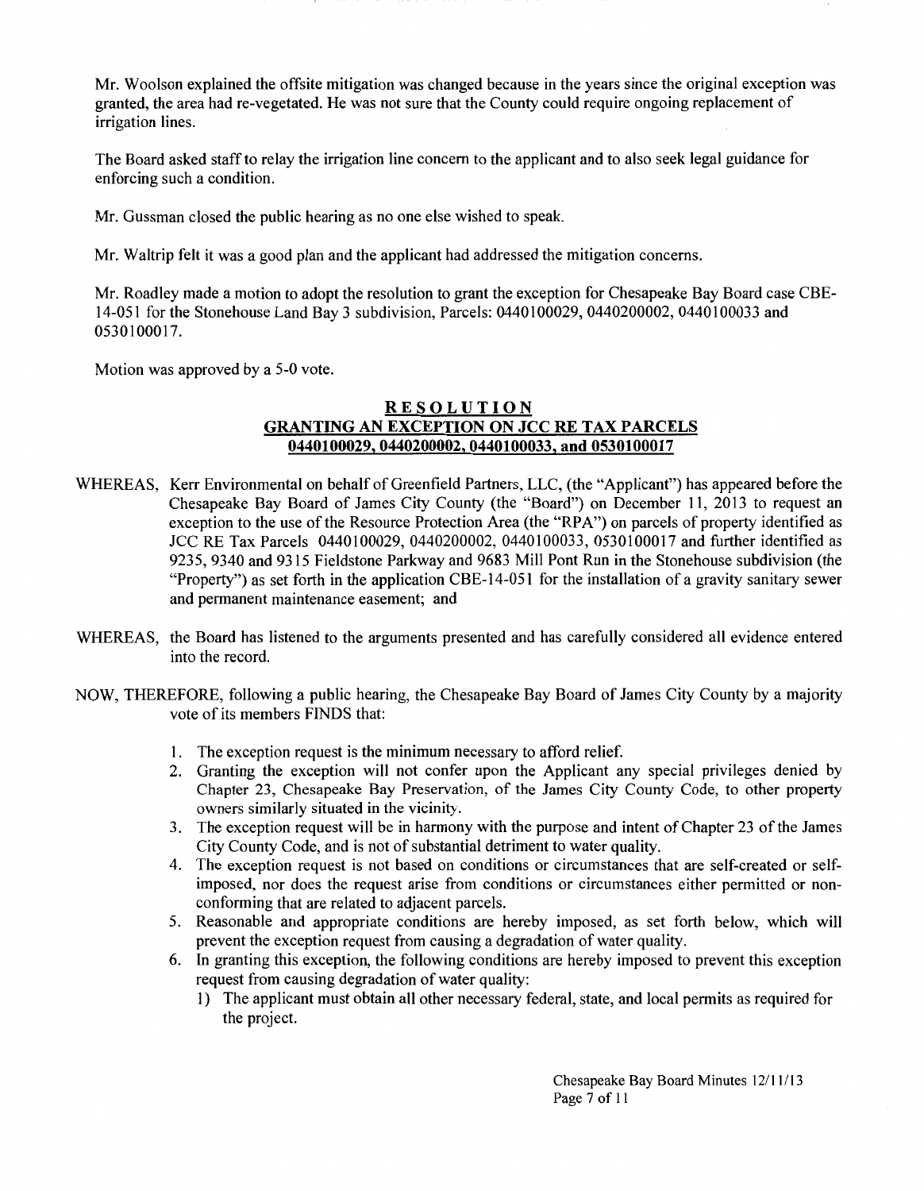Mr. Woolson explained the offsite mitigation was changed because in the years since the original exception was granted, the area had re-vegetated. He was not sure that the County could require ongoing replacement of irrigation lines.

The Board asked staff to relay the irrigation line concern to the applicant and to also seek legal guidance for enforcing such a condition.

Mr. Gussman closed the public hearing as no one else wished to speak.

Mr. Waltrip felt it was a good plan and the applicant had addressed the mitigation concerns.

Mr. Roadley made a motion to adopt the resolution to grant the exception for Chesapeake Bay Board case CBE-14-051 for the Stonehouse Land Bay 3 subdivision, Parcels: 0440100029, 0440200002, 0440100033 and 0530100017.

Motion was approved by a 5-0 vote.

## RESOLUTION

## GRANTING AN EXCEPTION ON JCC RE TAX PARCELS 0440100029, 0440200002, 0440100033, and 0530100017

WHEREAS, Kerr Environmental on behalf of Greenfield Partners, LLC, (the "Applicant") has appeared before the Chesapeake Bay Board of James City County (the "Board") on December 11, 2013 to request an exception to the use of the Resource Protection Area (the "RPA") on parcels of property identified as JCC RE Tax Parcels 0440100029, 0440200002, 0440100033, 0530100017 and further identified as 9235, 9340 and 9315 Fieldstone Parkway and 9683 Mill Pont Run in the Stonehouse subdivision (the "Property") as set forth in the application CBE-14-051 for the installation of a gravity sanitary sewer and permanent maintenance easement; and

WHEREAS, the Board has listened to the arguments presented and has carefully considered all evidence entered into the record.

NOW, THEREFORE, following a public hearing, the Chesapeake Bay Board of James City County by a majority vote of its members FINDS that:

1. The exception request is the minimum necessary to afford relief.
2. Granting the exception will not confer upon the Applicant any special privileges denied by Chapter 23, Chesapeake Bay Preservation, of the James City County Code, to other property owners similarly situated in the vicinity.
3. The exception request will be in harmony with the purpose and intent of Chapter 23 of the James City County Code, and is not of substantial detriment to water quality.
4. The exception request is not based on conditions or circumstances that are self-created or self-imposed, nor does the request arise from conditions or circumstances either permitted or non-conforming that are related to adjacent parcels.
5. Reasonable and appropriate conditions are hereby imposed, as set forth below, which will prevent the exception request from causing a degradation of water quality.
6. In granting this exception, the following conditions are hereby imposed to prevent this exception request from causing degradation of water quality:
   1) The applicant must obtain all other necessary federal, state, and local permits as required for the project.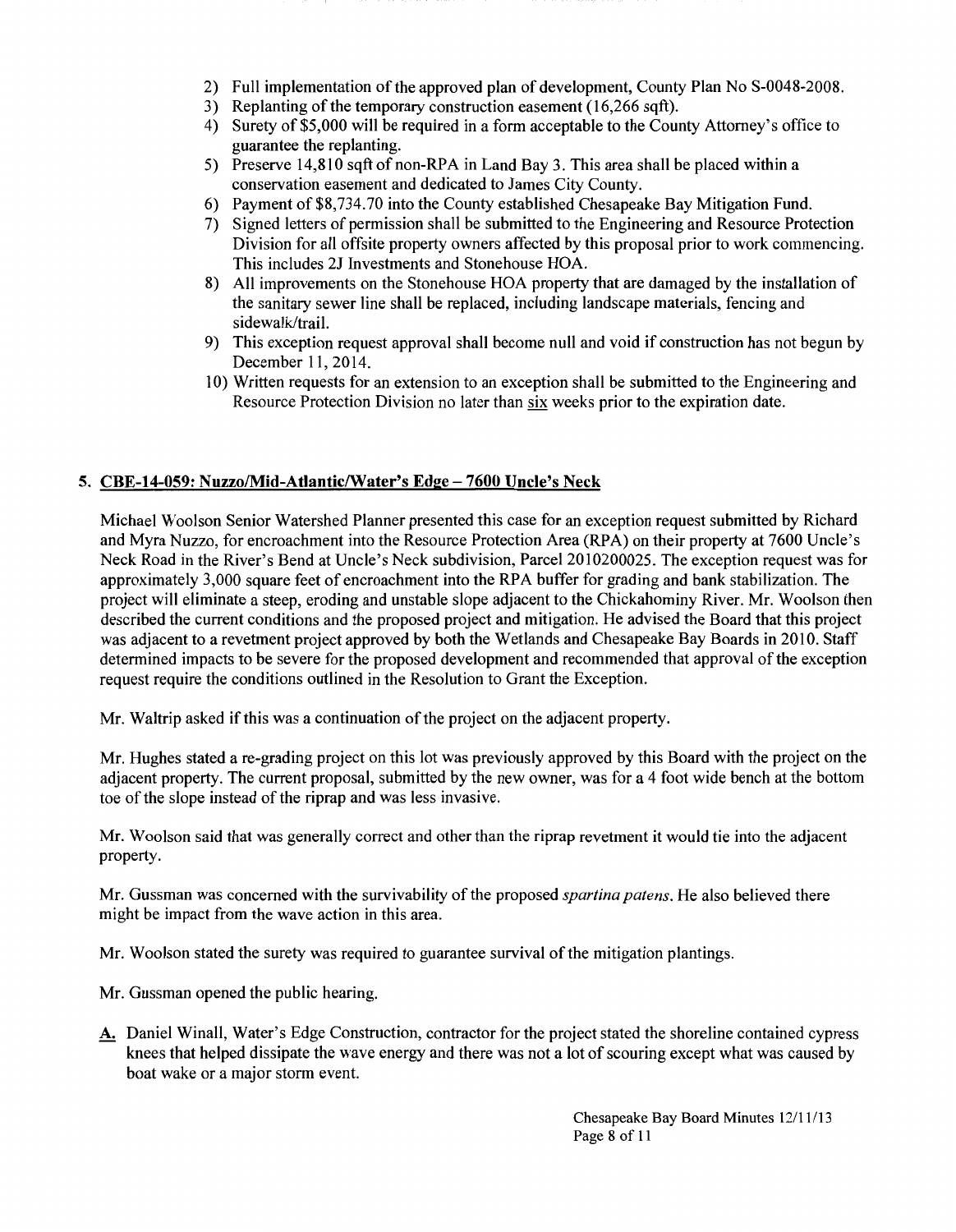2) Full implementation of the approved plan of development, County Plan No S-0048-2008.
3) Replanting of the temporary construction easement (16,266 sqft).
4) Surety of $5,000 will be required in a form acceptable to the County Attorney's office to guarantee the replanting.
5) Preserve 14,810 sqft of non-RPA in Land Bay 3. This area shall be placed within a conservation easement and dedicated to James City County.
6) Payment of $8,734.70 into the County established Chesapeake Bay Mitigation Fund.
7) Signed letters of permission shall be submitted to the Engineering and Resource Protection Division for all offsite property owners affected by this proposal prior to work commencing. This includes 2J Investments and Stonehouse HOA.
8) All improvements on the Stonehouse HOA property that are damaged by the installation of the sanitary sewer line shall be replaced, including landscape materials, fencing and sidewalk/trail.
9) This exception request approval shall become null and void if construction has not begun by December 11, 2014.
10) Written requests for an extension to an exception shall be submitted to the Engineering and Resource Protection Division no later than six weeks prior to the expiration date.

5. **CBE-14-059: Nuzzo/Mid-Atlantic/Water's Edge – 7600 Uncle's Neck**

Michael Woolson Senior Watershed Planner presented this case for an exception request submitted by Richard and Myra Nuzzo, for encroachment into the Resource Protection Area (RPA) on their property at 7600 Uncle's Neck Road in the River's Bend at Uncle's Neck subdivision, Parcel 2010200025. The exception request was for approximately 3,000 square feet of encroachment into the RPA buffer for grading and bank stabilization. The project will eliminate a steep, eroding and unstable slope adjacent to the Chickahominy River. Mr. Woolson then described the current conditions and the proposed project and mitigation. He advised the Board that this project was adjacent to a revetment project approved by both the Wetlands and Chesapeake Bay Boards in 2010. Staff determined impacts to be severe for the proposed development and recommended that approval of the exception request require the conditions outlined in the Resolution to Grant the Exception.

Mr. Waltrip asked if this was a continuation of the project on the adjacent property.

Mr. Hughes stated a re-grading project on this lot was previously approved by this Board with the project on the adjacent property. The current proposal, submitted by the new owner, was for a 4 foot wide bench at the bottom toe of the slope instead of the riprap and was less invasive.

Mr. Woolson said that was generally correct and other than the riprap revetment it would tie into the adjacent property.

Mr. Gussman was concerned with the survivability of the proposed *spartina patens*. He also believed there might be impact from the wave action in this area.

Mr. Woolson stated the surety was required to guarantee survival of the mitigation plantings.

Mr. Gussman opened the public hearing.

**A.** Daniel Winall, Water's Edge Construction, contractor for the project stated the shoreline contained cypress knees that helped dissipate the wave energy and there was not a lot of scouring except what was caused by boat wake or a major storm event.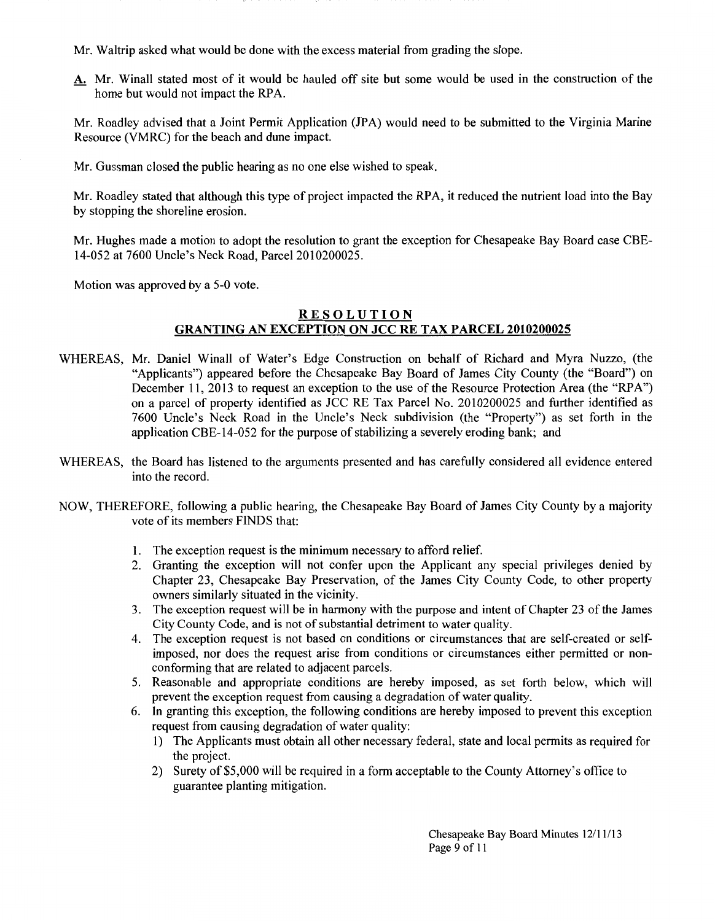Mr. Waltrip asked what would be done with the excess material from grading the slope.

**A.** Mr. Winall stated most of it would be hauled off site but some would be used in the construction of the home but would not impact the RPA.

Mr. Roadley advised that a Joint Permit Application (JPA) would need to be submitted to the Virginia Marine Resource (VMRC) for the beach and dune impact.

Mr. Gussman closed the public hearing as no one else wished to speak.

Mr. Roadley stated that although this type of project impacted the RPA, it reduced the nutrient load into the Bay by stopping the shoreline erosion.

Mr. Hughes made a motion to adopt the resolution to grant the exception for Chesapeake Bay Board case CBE-14-052 at 7600 Uncle's Neck Road, Parcel 2010200025.

Motion was approved by a 5-0 vote.

## RESOLUTION
## GRANTING AN EXCEPTION ON JCC RE TAX PARCEL 2010200025

WHEREAS, Mr. Daniel Winall of Water's Edge Construction on behalf of Richard and Myra Nuzzo, (the "Applicants") appeared before the Chesapeake Bay Board of James City County (the "Board") on December 11, 2013 to request an exception to the use of the Resource Protection Area (the "RPA") on a parcel of property identified as JCC RE Tax Parcel No. 2010200025 and further identified as 7600 Uncle's Neck Road in the Uncle's Neck subdivision (the "Property") as set forth in the application CBE-14-052 for the purpose of stabilizing a severely eroding bank; and

WHEREAS, the Board has listened to the arguments presented and has carefully considered all evidence entered into the record.

NOW, THEREFORE, following a public hearing, the Chesapeake Bay Board of James City County by a majority vote of its members FINDS that:

1. The exception request is the minimum necessary to afford relief.
2. Granting the exception will not confer upon the Applicant any special privileges denied by Chapter 23, Chesapeake Bay Preservation, of the James City County Code, to other property owners similarly situated in the vicinity.
3. The exception request will be in harmony with the purpose and intent of Chapter 23 of the James City County Code, and is not of substantial detriment to water quality.
4. The exception request is not based on conditions or circumstances that are self-created or self-imposed, nor does the request arise from conditions or circumstances either permitted or non-conforming that are related to adjacent parcels.
5. Reasonable and appropriate conditions are hereby imposed, as set forth below, which will prevent the exception request from causing a degradation of water quality.
6. In granting this exception, the following conditions are hereby imposed to prevent this exception request from causing degradation of water quality:
   1) The Applicants must obtain all other necessary federal, state and local permits as required for the project.
   2) Surety of $5,000 will be required in a form acceptable to the County Attorney's office to guarantee planting mitigation.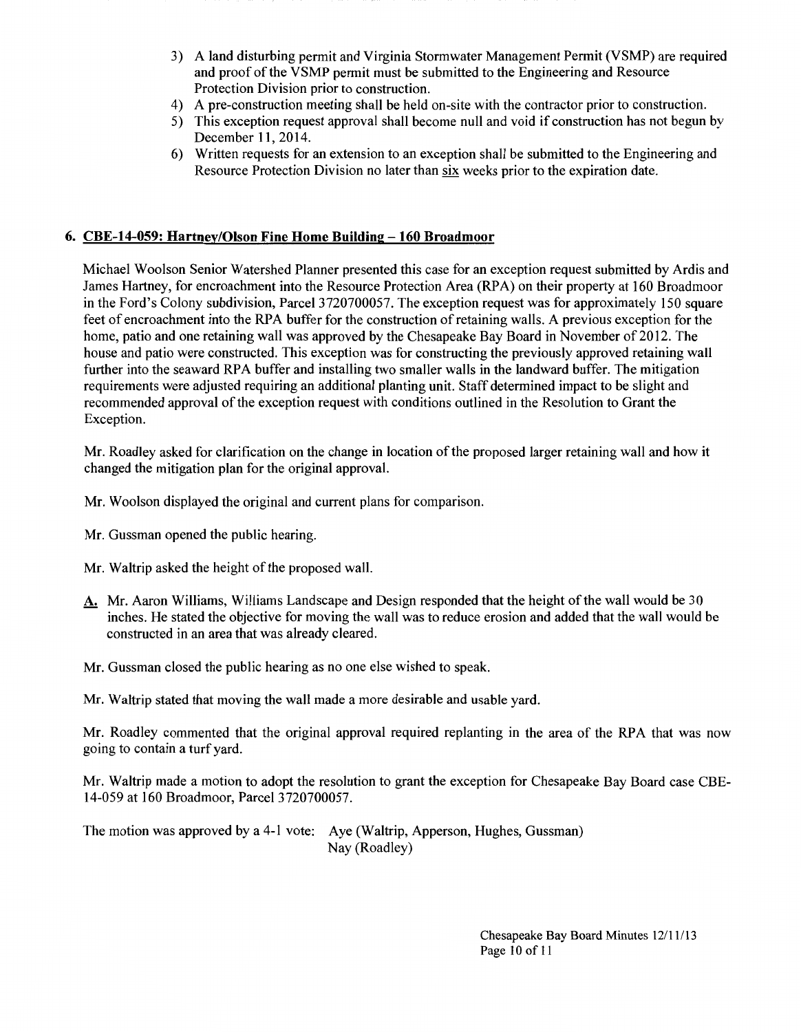3) A land disturbing permit and Virginia Stormwater Management Permit (VSMP) are required and proof of the VSMP permit must be submitted to the Engineering and Resource Protection Division prior to construction.
4) A pre-construction meeting shall be held on-site with the contractor prior to construction.
5) This exception request approval shall become null and void if construction has not begun by December 11, 2014.
6) Written requests for an extension to an exception shall be submitted to the Engineering and Resource Protection Division no later than six weeks prior to the expiration date.

### 6. CBE-14-059: Hartney/Olson Fine Home Building – 160 Broadmoor

Michael Woolson Senior Watershed Planner presented this case for an exception request submitted by Ardis and James Hartney, for encroachment into the Resource Protection Area (RPA) on their property at 160 Broadmoor in the Ford's Colony subdivision, Parcel 3720700057. The exception request was for approximately 150 square feet of encroachment into the RPA buffer for the construction of retaining walls. A previous exception for the home, patio and one retaining wall was approved by the Chesapeake Bay Board in November of 2012. The house and patio were constructed. This exception was for constructing the previously approved retaining wall further into the seaward RPA buffer and installing two smaller walls in the landward buffer. The mitigation requirements were adjusted requiring an additional planting unit. Staff determined impact to be slight and recommended approval of the exception request with conditions outlined in the Resolution to Grant the Exception.

Mr. Roadley asked for clarification on the change in location of the proposed larger retaining wall and how it changed the mitigation plan for the original approval.

Mr. Woolson displayed the original and current plans for comparison.

Mr. Gussman opened the public hearing.

Mr. Waltrip asked the height of the proposed wall.

A. Mr. Aaron Williams, Williams Landscape and Design responded that the height of the wall would be 30 inches. He stated the objective for moving the wall was to reduce erosion and added that the wall would be constructed in an area that was already cleared.

Mr. Gussman closed the public hearing as no one else wished to speak.

Mr. Waltrip stated that moving the wall made a more desirable and usable yard.

Mr. Roadley commented that the original approval required replanting in the area of the RPA that was now going to contain a turf yard.

Mr. Waltrip made a motion to adopt the resolution to grant the exception for Chesapeake Bay Board case CBE-14-059 at 160 Broadmoor, Parcel 3720700057.

The motion was approved by a 4-1 vote: Aye (Waltrip, Apperson, Hughes, Gussman)
Nay (Roadley)

Chesapeake Bay Board Minutes 12/11/13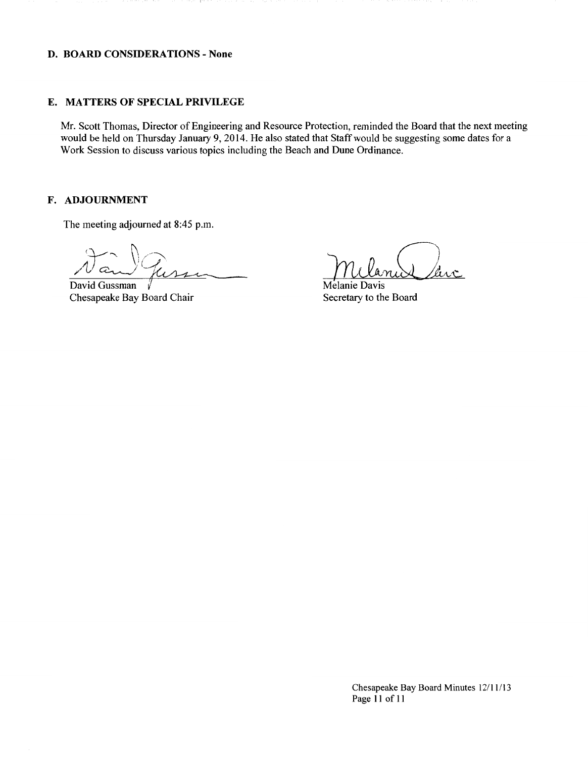## D. BOARD CONSIDERATIONS - None

## E. MATTERS OF SPECIAL PRIVILEGE

Mr. Scott Thomas, Director of Engineering and Resource Protection, reminded the Board that the next meeting would be held on Thursday January 9, 2014. He also stated that Staff would be suggesting some dates for a Work Session to discuss various topics including the Beach and Dune Ordinance.

## F. ADJOURNMENT

The meeting adjourned at 8:45 p.m.

David Gussman
Chesapeake Bay Board Chair

Melanie Davis
Secretary to the Board